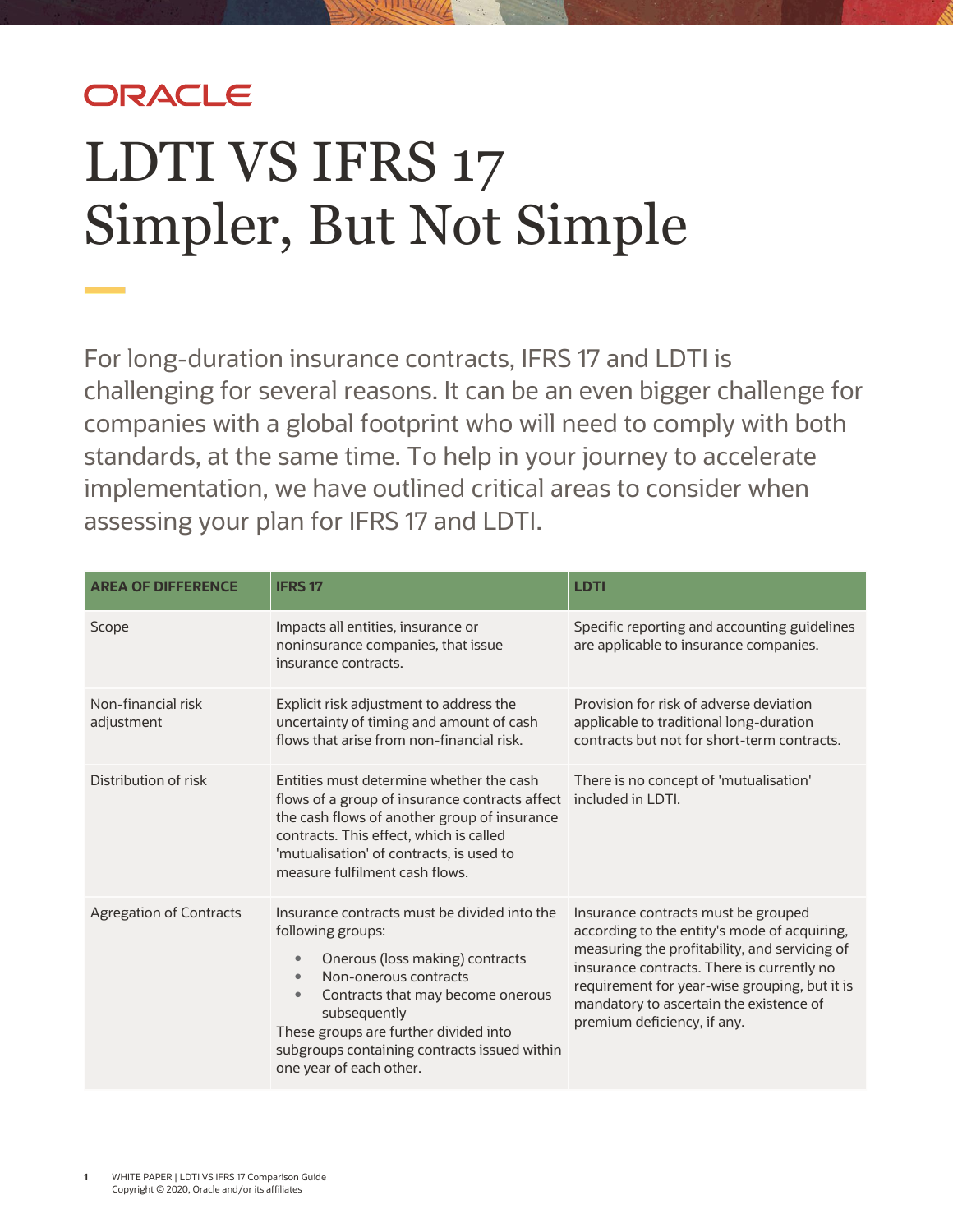ORACLE

# LDTI VS IFRS 17 Simpler, But Not Simple

For long-duration insurance contracts, IFRS 17 and LDTI is challenging for several reasons. It can be an even bigger challenge for companies with a global footprint who will need to comply with both standards, at the same time. To help in your journey to accelerate implementation, we have outlined critical areas to consider when assessing your plan for IFRS 17 and LDTI.

| AREA OF DIFFERENCE | IFRS 17 | LDTI |
|---|---|---|
| Scope | Impacts all entities, insurance or noninsurance companies, that issue insurance contracts. | Specific reporting and accounting guidelines are applicable to insurance companies. |
| Non-financial risk adjustment | Explicit risk adjustment to address the uncertainty of timing and amount of cash flows that arise from non-financial risk. | Provision for risk of adverse deviation applicable to traditional long-duration contracts but not for short-term contracts. |
| Distribution of risk | Entities must determine whether the cash flows of a group of insurance contracts affect the cash flows of another group of insurance contracts. This effect, which is called 'mutualisation' of contracts, is used to measure fulfilment cash flows. | There is no concept of 'mutualisation' included in LDTI. |
| Agregation of Contracts | Insurance contracts must be divided into the following groups:<br>• Onerous (loss making) contracts<br>• Non-onerous contracts<br>• Contracts that may become onerous subsequently<br>These groups are further divided into subgroups containing contracts issued within one year of each other. | Insurance contracts must be grouped according to the entity's mode of acquiring, measuring the profitability, and servicing of insurance contracts. There is currently no requirement for year-wise grouping, but it is mandatory to ascertain the existence of premium deficiency, if any. |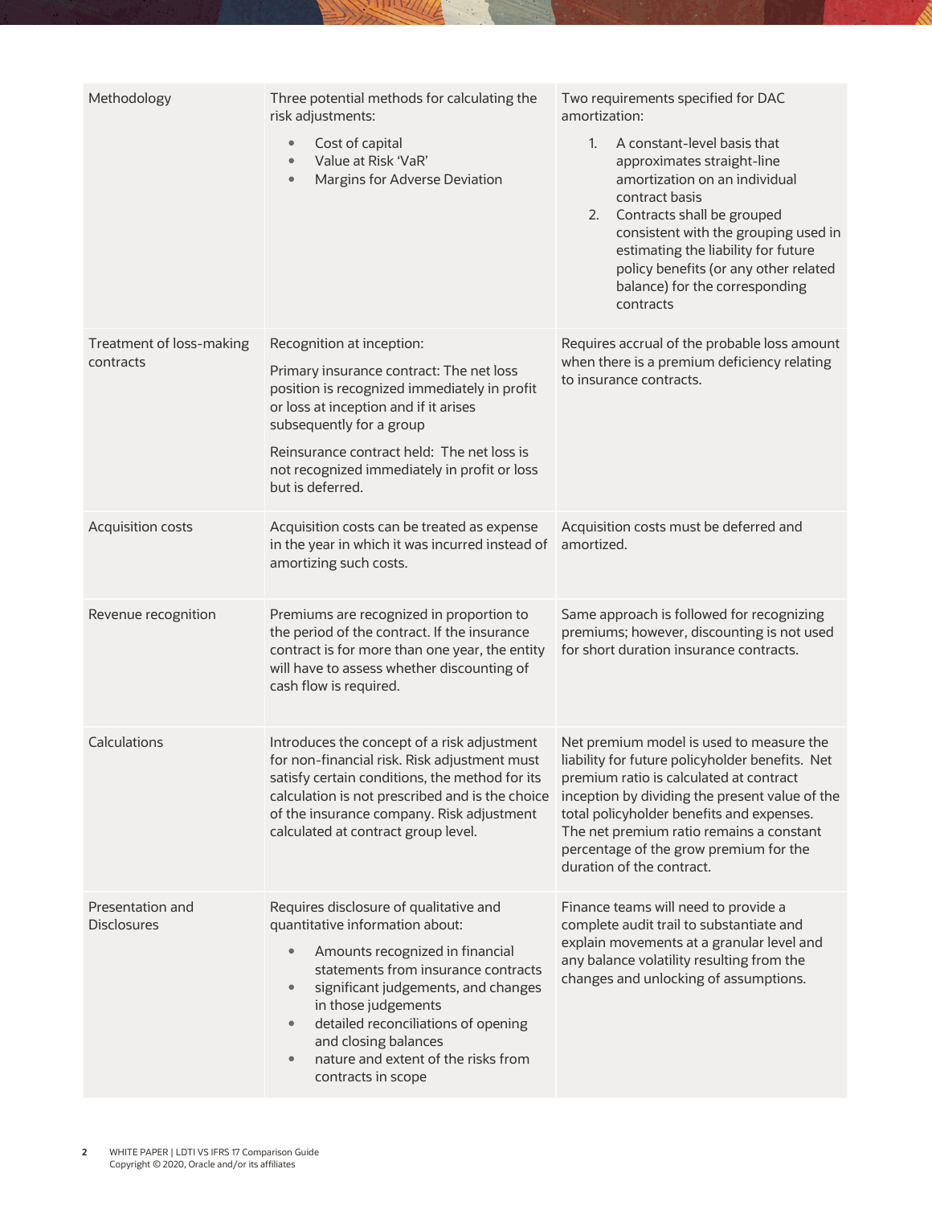| | | |
|---|---|---|
| Methodology | Three potential methods for calculating the risk adjustments:<br>• Cost of capital<br>• Value at Risk 'VaR'<br>• Margins for Adverse Deviation | Two requirements specified for DAC amortization:<br>1. A constant-level basis that approximates straight-line amortization on an individual contract basis<br>2. Contracts shall be grouped consistent with the grouping used in estimating the liability for future policy benefits (or any other related balance) for the corresponding contracts |
| Treatment of loss-making contracts | Recognition at inception:<br><br>Primary insurance contract: The net loss position is recognized immediately in profit or loss at inception and if it arises subsequently for a group<br><br>Reinsurance contract held: The net loss is not recognized immediately in profit or loss but is deferred. | Requires accrual of the probable loss amount when there is a premium deficiency relating to insurance contracts. |
| Acquisition costs | Acquisition costs can be treated as expense in the year in which it was incurred instead of amortizing such costs. | Acquisition costs must be deferred and amortized. |
| Revenue recognition | Premiums are recognized in proportion to the period of the contract. If the insurance contract is for more than one year, the entity will have to assess whether discounting of cash flow is required. | Same approach is followed for recognizing premiums; however, discounting is not used for short duration insurance contracts. |
| Calculations | Introduces the concept of a risk adjustment for non-financial risk. Risk adjustment must satisfy certain conditions, the method for its calculation is not prescribed and is the choice of the insurance company. Risk adjustment calculated at contract group level. | Net premium model is used to measure the liability for future policyholder benefits. Net premium ratio is calculated at contract inception by dividing the present value of the total policyholder benefits and expenses. The net premium ratio remains a constant percentage of the grow premium for the duration of the contract. |
| Presentation and Disclosures | Requires disclosure of qualitative and quantitative information about:<br>• Amounts recognized in financial statements from insurance contracts<br>• significant judgements, and changes in those judgements<br>• detailed reconciliations of opening and closing balances<br>• nature and extent of the risks from contracts in scope | Finance teams will need to provide a complete audit trail to substantiate and explain movements at a granular level and any balance volatility resulting from the changes and unlocking of assumptions. |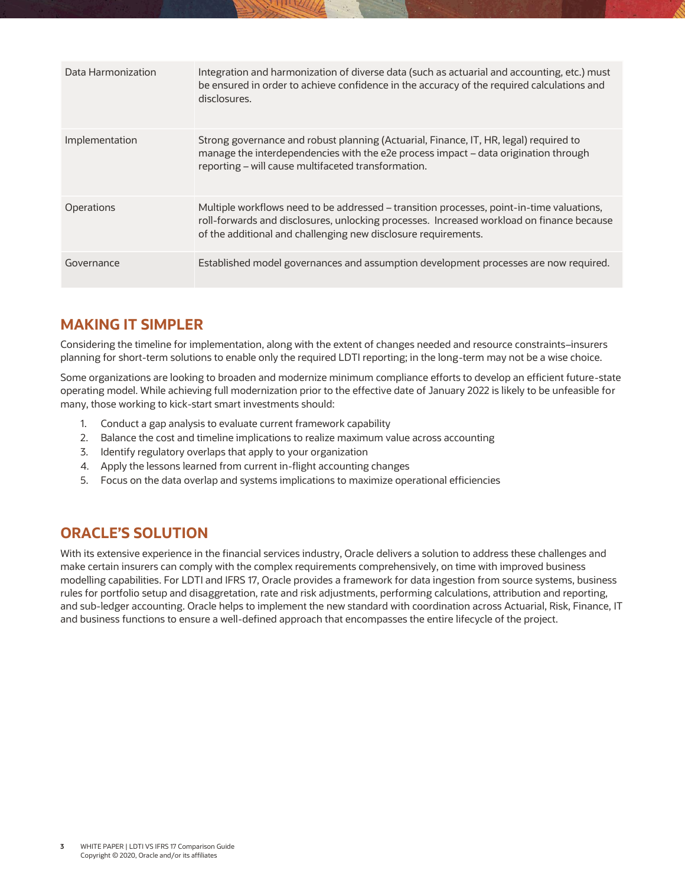| | |
|---|---|
| Data Harmonization | Integration and harmonization of diverse data (such as actuarial and accounting, etc.) must be ensured in order to achieve confidence in the accuracy of the required calculations and disclosures. |
| Implementation | Strong governance and robust planning (Actuarial, Finance, IT, HR, legal) required to manage the interdependencies with the e2e process impact – data origination through reporting – will cause multifaceted transformation. |
| Operations | Multiple workflows need to be addressed – transition processes, point-in-time valuations, roll-forwards and disclosures, unlocking processes. Increased workload on finance because of the additional and challenging new disclosure requirements. |
| Governance | Established model governances and assumption development processes are now required. |

## MAKING IT SIMPLER

Considering the timeline for implementation, along with the extent of changes needed and resource constraints–insurers planning for short-term solutions to enable only the required LDTI reporting; in the long-term may not be a wise choice.

Some organizations are looking to broaden and modernize minimum compliance efforts to develop an efficient future-state operating model. While achieving full modernization prior to the effective date of January 2022 is likely to be unfeasible for many, those working to kick-start smart investments should:

1. Conduct a gap analysis to evaluate current framework capability
2. Balance the cost and timeline implications to realize maximum value across accounting
3. Identify regulatory overlaps that apply to your organization
4. Apply the lessons learned from current in-flight accounting changes
5. Focus on the data overlap and systems implications to maximize operational efficiencies

## ORACLE'S SOLUTION

With its extensive experience in the financial services industry, Oracle delivers a solution to address these challenges and make certain insurers can comply with the complex requirements comprehensively, on time with improved business modelling capabilities. For LDTI and IFRS 17, Oracle provides a framework for data ingestion from source systems, business rules for portfolio setup and disaggretation, rate and risk adjustments, performing calculations, attribution and reporting, and sub-ledger accounting. Oracle helps to implement the new standard with coordination across Actuarial, Risk, Finance, IT and business functions to ensure a well-defined approach that encompasses the entire lifecycle of the project.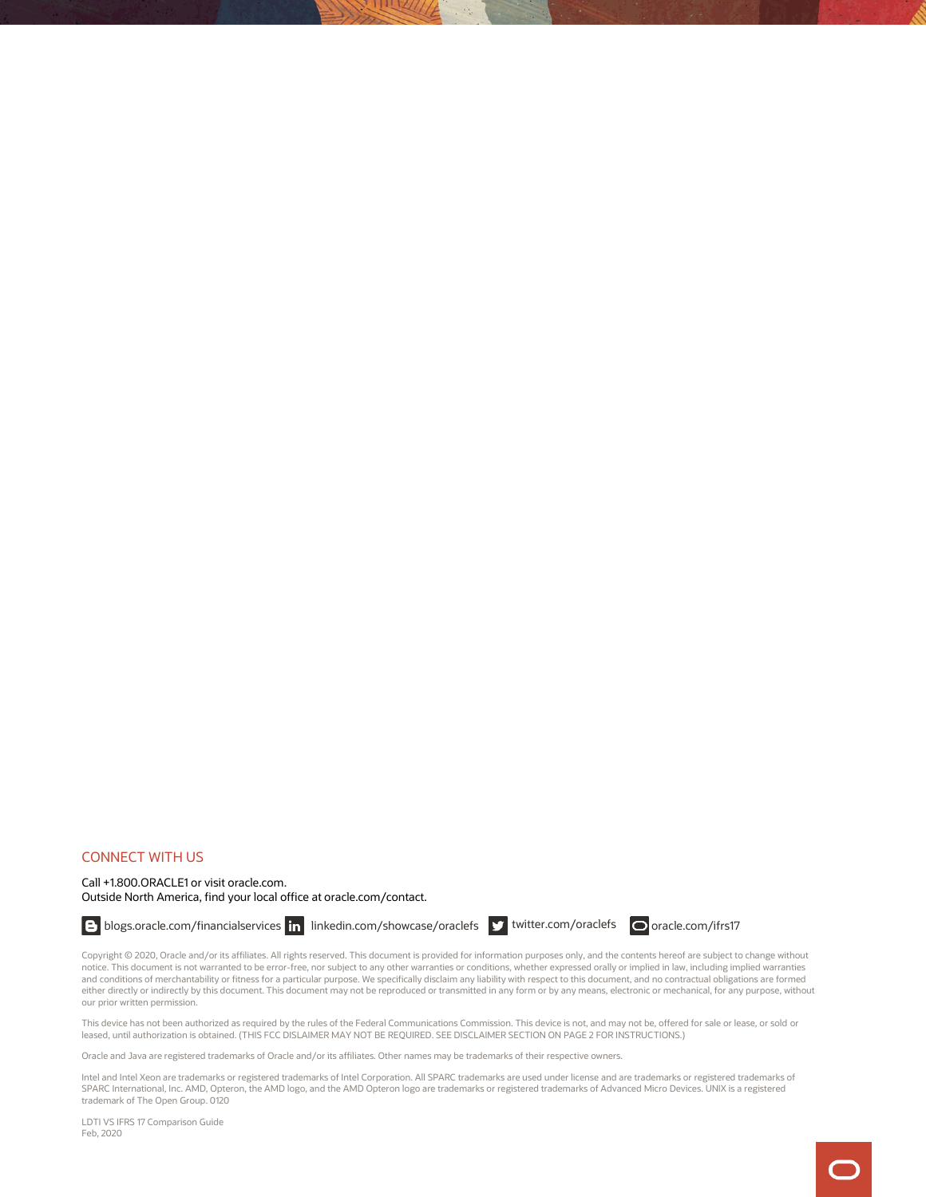## CONNECT WITH US

Call +1.800.ORACLE1 or visit oracle.com.
Outside North America, find your local office at oracle.com/contact.

blogs.oracle.com/financialservices   linkedin.com/showcase/oraclefs   twitter.com/oraclefs   oracle.com/ifrs17

Copyright © 2020, Oracle and/or its affiliates. All rights reserved. This document is provided for information purposes only, and the contents hereof are subject to change without notice. This document is not warranted to be error-free, nor subject to any other warranties or conditions, whether expressed orally or implied in law, including implied warranties and conditions of merchantability or fitness for a particular purpose. We specifically disclaim any liability with respect to this document, and no contractual obligations are formed either directly or indirectly by this document. This document may not be reproduced or transmitted in any form or by any means, electronic or mechanical, for any purpose, without our prior written permission.

This device has not been authorized as required by the rules of the Federal Communications Commission. This device is not, and may not be, offered for sale or lease, or sold or leased, until authorization is obtained. (THIS FCC DISLAIMER MAY NOT BE REQUIRED. SEE DISCLAIMER SECTION ON PAGE 2 FOR INSTRUCTIONS.)

Oracle and Java are registered trademarks of Oracle and/or its affiliates. Other names may be trademarks of their respective owners.

Intel and Intel Xeon are trademarks or registered trademarks of Intel Corporation. All SPARC trademarks are used under license and are trademarks or registered trademarks of SPARC International, Inc. AMD, Opteron, the AMD logo, and the AMD Opteron logo are trademarks or registered trademarks of Advanced Micro Devices. UNIX is a registered trademark of The Open Group. 0120

LDTI VS IFRS 17 Comparison Guide
Feb, 2020